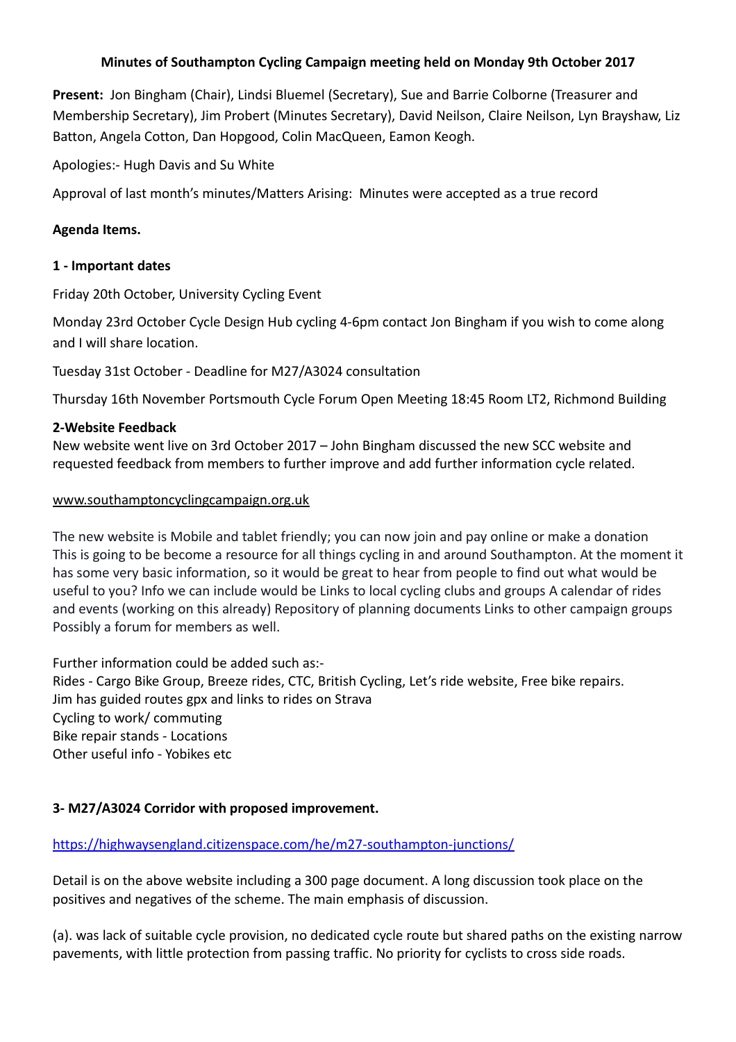**Minutes of Southampton Cycling Campaign meeting held on Monday 9th October 2017**

**Present:** Jon Bingham (Chair), Lindsi Bluemel (Secretary), Sue and Barrie Colborne (Treasurer and Membership Secretary), Jim Probert (Minutes Secretary), David Neilson, Claire Neilson, Lyn Brayshaw, Liz Batton, Angela Cotton, Dan Hopgood, Colin MacQueen, Eamon Keogh.

Apologies:- Hugh Davis and Su White

Approval of last month's minutes/Matters Arising: Minutes were accepted as a true record

**Agenda Items.**

**1 - Important dates**

Friday 20th October, University Cycling Event

Monday 23rd October Cycle Design Hub cycling 4-6pm contact Jon Bingham if you wish to come along and I will share location.

Tuesday 31st October - Deadline for M27/A3024 consultation

Thursday 16th November Portsmouth Cycle Forum Open Meeting 18:45 Room LT2, Richmond Building

**2-Website Feedback**

New website went live on 3rd October 2017 – John Bingham discussed the new SCC website and requested feedback from members to further improve and add further information cycle related.

www.southamptoncyclingcampaign.org.uk

The new website is Mobile and tablet friendly; you can now join and pay online or make a donation This is going to be become a resource for all things cycling in and around Southampton. At the moment it has some very basic information, so it would be great to hear from people to find out what would be useful to you? Info we can include would be Links to local cycling clubs and groups A calendar of rides and events (working on this already) Repository of planning documents Links to other campaign groups Possibly a forum for members as well.

Further information could be added such as:-
Rides - Cargo Bike Group, Breeze rides, CTC, British Cycling, Let's ride website, Free bike repairs.
Jim has guided routes gpx and links to rides on Strava
Cycling to work/ commuting
Bike repair stands - Locations
Other useful info - Yobikes etc

**3- M27/A3024 Corridor with proposed improvement.**

https://highwaysengland.citizenspace.com/he/m27-southampton-junctions/

Detail is on the above website including a 300 page document. A long discussion took place on the positives and negatives of the scheme. The main emphasis of discussion.

(a). was lack of suitable cycle provision, no dedicated cycle route but shared paths on the existing narrow pavements, with little protection from passing traffic. No priority for cyclists to cross side roads.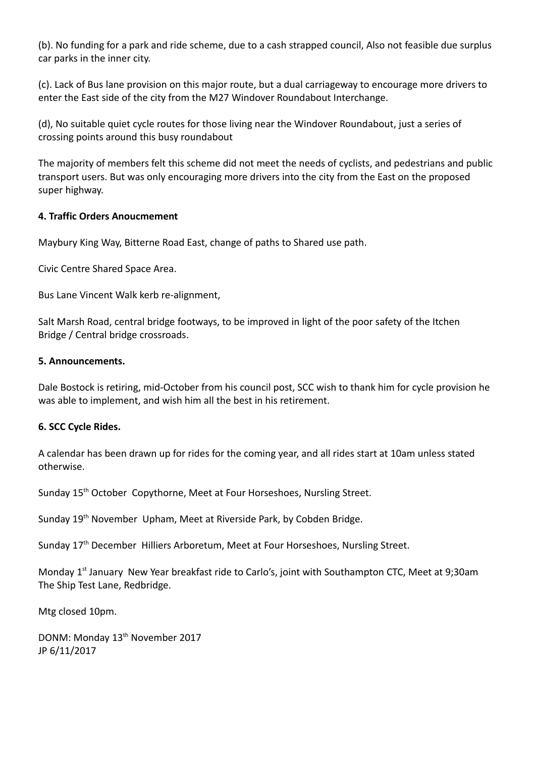(b). No funding for a park and ride scheme, due to a cash strapped council, Also not feasible due surplus car parks in the inner city.

(c). Lack of Bus lane provision on this major route, but a dual carriageway to encourage more drivers to enter the East side of the city from the M27 Windover Roundabout Interchange.

(d), No suitable quiet cycle routes for those living near the Windover Roundabout, just a series of crossing points around this busy roundabout

The majority of members felt this scheme did not meet the needs of cyclists, and pedestrians and public transport users. But was only encouraging more drivers into the city from the East on the proposed super highway.

**4. Traffic Orders Anoucmement**

Maybury King Way, Bitterne Road East, change of paths to Shared use path.

Civic Centre Shared Space Area.

Bus Lane Vincent Walk kerb re-alignment,

Salt Marsh Road, central bridge footways, to be improved in light of the poor safety of the Itchen Bridge / Central bridge crossroads.

**5. Announcements.**

Dale Bostock is retiring, mid-October from his council post, SCC wish to thank him for cycle provision he was able to implement, and wish him all the best in his retirement.

**6. SCC Cycle Rides.**

A calendar has been drawn up for rides for the coming year, and all rides start at 10am unless stated otherwise.

Sunday 15th October Copythorne, Meet at Four Horseshoes, Nursling Street.

Sunday 19th November Upham, Meet at Riverside Park, by Cobden Bridge.

Sunday 17th December Hilliers Arboretum, Meet at Four Horseshoes, Nursling Street.

Monday 1st January New Year breakfast ride to Carlo's, joint with Southampton CTC, Meet at 9;30am The Ship Test Lane, Redbridge.

Mtg closed 10pm.

DONM: Monday 13th November 2017
JP 6/11/2017